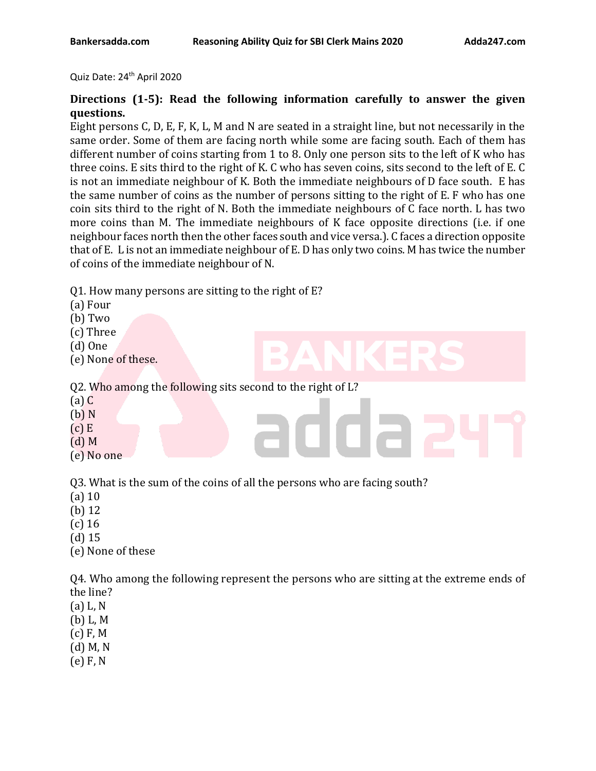Quiz Date: 24th April 2020

**Directions (1-5): Read the following information carefully to answer the given questions.**

Eight persons C, D, E, F, K, L, M and N are seated in a straight line, but not necessarily in the same order. Some of them are facing north while some are facing south. Each of them has different number of coins starting from 1 to 8. Only one person sits to the left of K who has three coins. E sits third to the right of K. C who has seven coins, sits second to the left of E. C is not an immediate neighbour of K. Both the immediate neighbours of D face south. E has the same number of coins as the number of persons sitting to the right of E. F who has one coin sits third to the right of N. Both the immediate neighbours of C face north. L has two more coins than M. The immediate neighbours of K face opposite directions (i.e. if one neighbour faces north then the other faces south and vice versa.). C faces a direction opposite that of E. L is not an immediate neighbour of E. D has only two coins. M has twice the number of coins of the immediate neighbour of N.

Q1. How many persons are sitting to the right of E?
(a) Four
(b) Two
(c) Three
(d) One
(e) None of these.

Q2. Who among the following sits second to the right of L?
(a) C
(b) N
(c) E
(d) M
(e) No one

Q3. What is the sum of the coins of all the persons who are facing south?
(a) 10
(b) 12
(c) 16
(d) 15
(e) None of these

Q4. Who among the following represent the persons who are sitting at the extreme ends of the line?
(a) L, N
(b) L, M
(c) F, M
(d) M, N
(e) F, N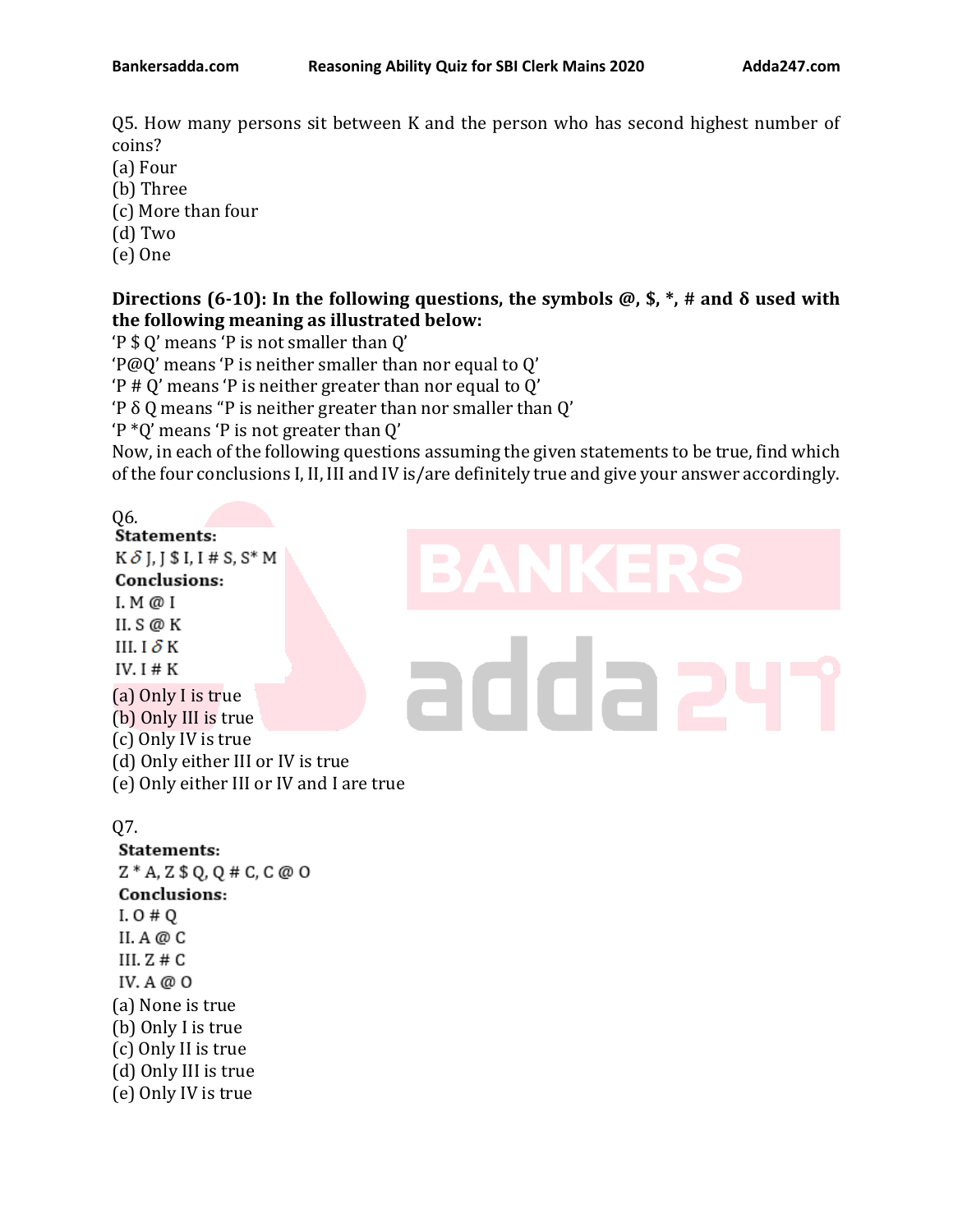Q5. How many persons sit between K and the person who has second highest number of coins?
(a) Four
(b) Three
(c) More than four
(d) Two
(e) One

**Directions (6-10): In the following questions, the symbols @, $, *, # and δ used with the following meaning as illustrated below:**

'P $ Q' means 'P is not smaller than Q'
'P@Q' means 'P is neither smaller than nor equal to Q'
'P # Q' means 'P is neither greater than nor equal to Q'
'P δ Q means "P is neither greater than nor smaller than Q'
'P *Q' means 'P is not greater than Q'

Now, in each of the following questions assuming the given statements to be true, find which of the four conclusions I, II, III and IV is/are definitely true and give your answer accordingly.

Q6.
**Statements:**
K δ J, J $ I, I # S, S* M
**Conclusions:**
I. M @ I
II. S @ K
III. I δ K
IV. I # K

(a) Only I is true
(b) Only III is true
(c) Only IV is true
(d) Only either III or IV is true
(e) Only either III or IV and I are true

Q7.
**Statements:**
Z * A, Z $ Q, Q # C, C @ O
**Conclusions:**
I. O # Q
II. A @ C
III. Z # C
IV. A @ O

(a) None is true
(b) Only I is true
(c) Only II is true
(d) Only III is true
(e) Only IV is true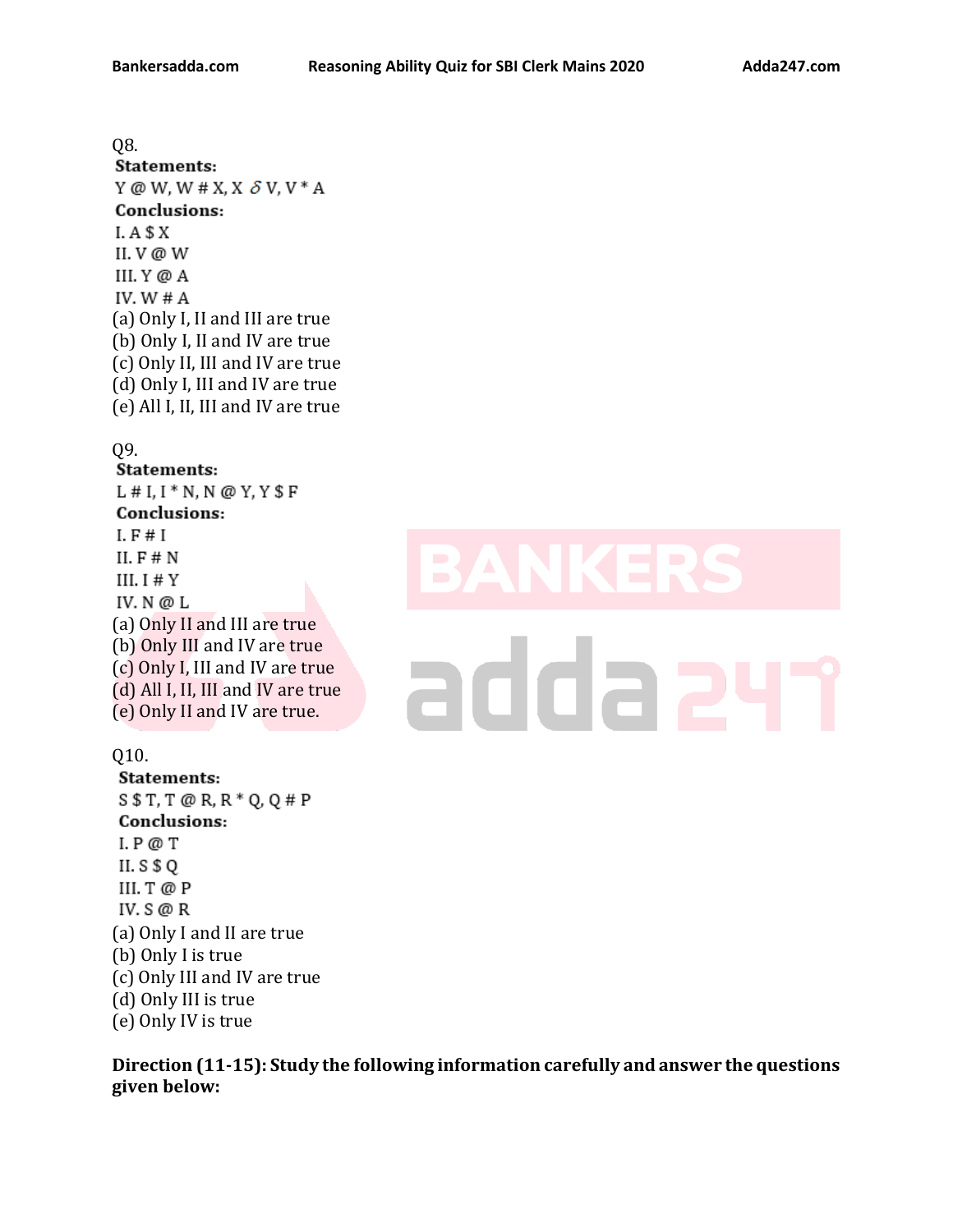Q8.

**Statements:**

Y @ W, W # X, X δ V, V * A

**Conclusions:**

I. A $ X

II. V @ W

III. Y @ A

IV. W # A

(a) Only I, II and III are true

(b) Only I, II and IV are true

(c) Only II, III and IV are true

(d) Only I, III and IV are true

(e) All I, II, III and IV are true

Q9.

**Statements:**

L # I, I * N, N @ Y, Y $ F

**Conclusions:**

I. F # I

II. F # N

III. I # Y

IV. N @ L

(a) Only II and III are true

(b) Only III and IV are true

(c) Only I, III and IV are true

(d) All I, II, III and IV are true

(e) Only II and IV are true.

Q10.

**Statements:**

S $ T, T @ R, R * Q, Q # P

**Conclusions:**

I. P @ T

II. S $ Q

III. T @ P

IV. S @ R

(a) Only I and II are true

(b) Only I is true

(c) Only III and IV are true

(d) Only III is true

(e) Only IV is true

**Direction (11-15): Study the following information carefully and answer the questions given below:**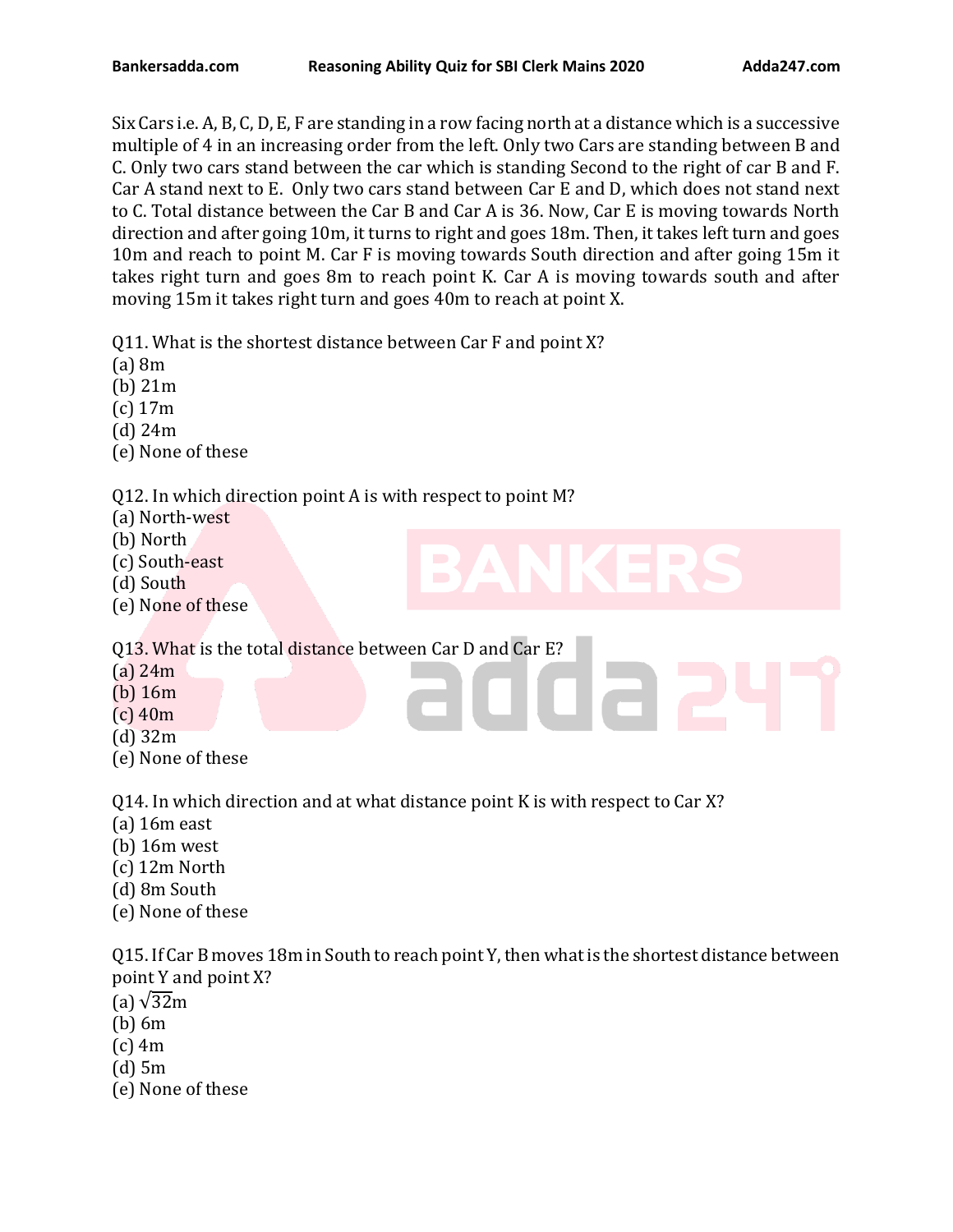Six Cars i.e. A, B, C, D, E, F are standing in a row facing north at a distance which is a successive multiple of 4 in an increasing order from the left. Only two Cars are standing between B and C. Only two cars stand between the car which is standing Second to the right of car B and F. Car A stand next to E. Only two cars stand between Car E and D, which does not stand next to C. Total distance between the Car B and Car A is 36. Now, Car E is moving towards North direction and after going 10m, it turns to right and goes 18m. Then, it takes left turn and goes 10m and reach to point M. Car F is moving towards South direction and after going 15m it takes right turn and goes 8m to reach point K. Car A is moving towards south and after moving 15m it takes right turn and goes 40m to reach at point X.

Q11. What is the shortest distance between Car F and point X?
(a) 8m
(b) 21m
(c) 17m
(d) 24m
(e) None of these

Q12. In which direction point A is with respect to point M?
(a) North-west
(b) North
(c) South-east
(d) South
(e) None of these

Q13. What is the total distance between Car D and Car E?
(a) 24m
(b) 16m
(c) 40m
(d) 32m
(e) None of these

Q14. In which direction and at what distance point K is with respect to Car X?
(a) 16m east
(b) 16m west
(c) 12m North
(d) 8m South
(e) None of these

Q15. If Car B moves 18m in South to reach point Y, then what is the shortest distance between point Y and point X?
(a) $\sqrt{32}$m
(b) 6m
(c) 4m
(d) 5m
(e) None of these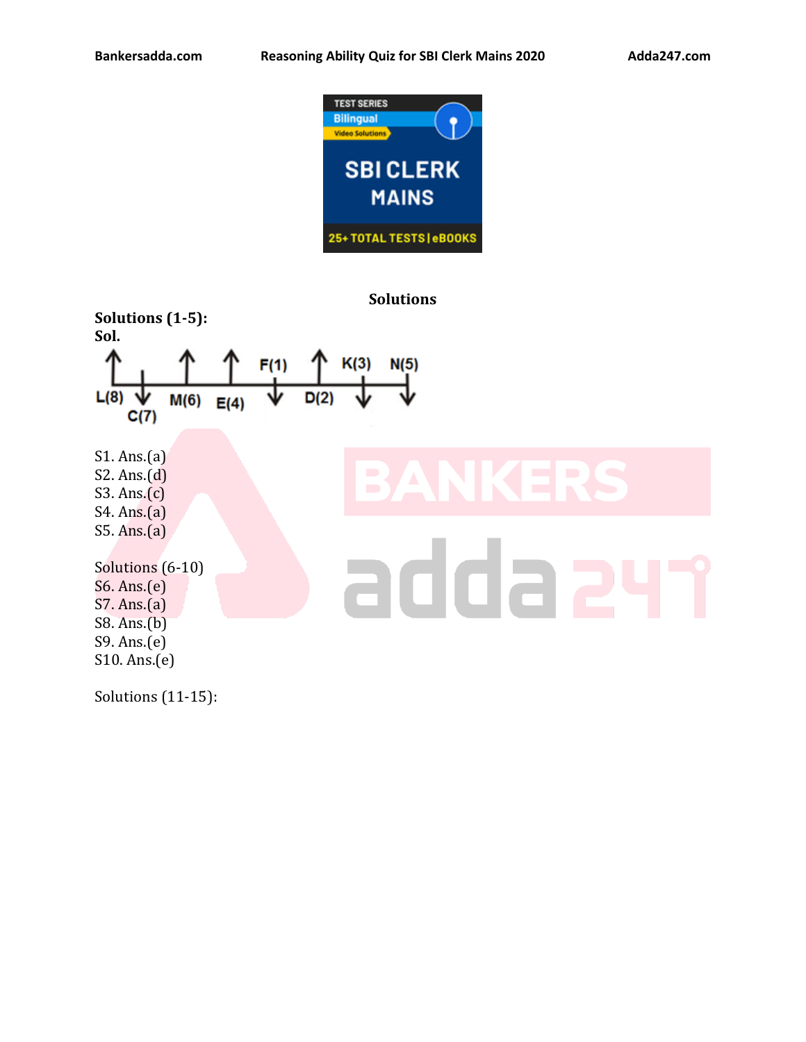## Solutions

**Solutions (1-5):**

**Sol.**

| ↑ | ↓ | ↑ | ↑ | ↓ | ↑ | ↓ | ↓ |
|---|---|---|---|---|---|---|---|
| L(8) | C(7) | M(6) | E(4) | F(1) | D(2) | K(3) | N(5) |

S1. Ans.(a)
S2. Ans.(d)
S3. Ans.(c)
S4. Ans.(a)
S5. Ans.(a)

Solutions (6-10)
S6. Ans.(e)
S7. Ans.(a)
S8. Ans.(b)
S9. Ans.(e)
S10. Ans.(e)

Solutions (11-15):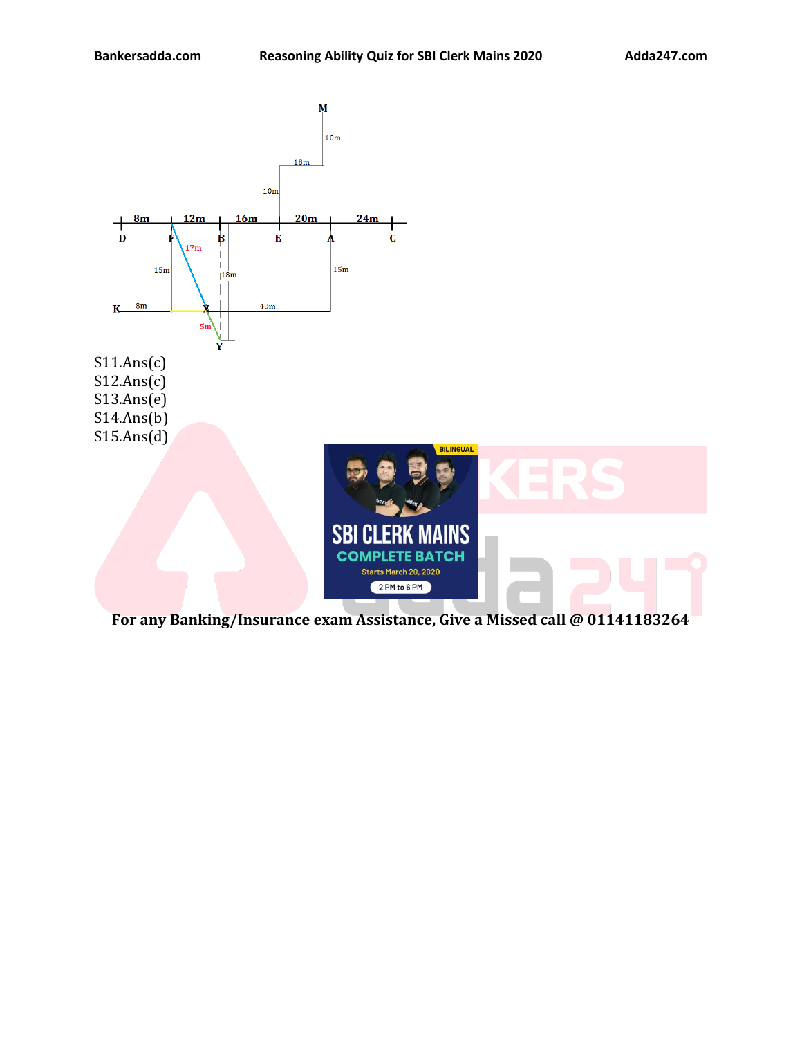M

10m

18m

10m

8m 12m 16m 20m 24m

D F B E A C

17m

15m

18m

15m

K 8m X 40m

5m

Y

S11.Ans(c)
S12.Ans(c)
S13.Ans(e)
S14.Ans(b)
S15.Ans(d)

BILINGUAL

SBI CLERK MAINS
COMPLETE BATCH
Starts March 20, 2020
2 PM to 6 PM

For any Banking/Insurance exam Assistance, Give a Missed call @ 01141183264